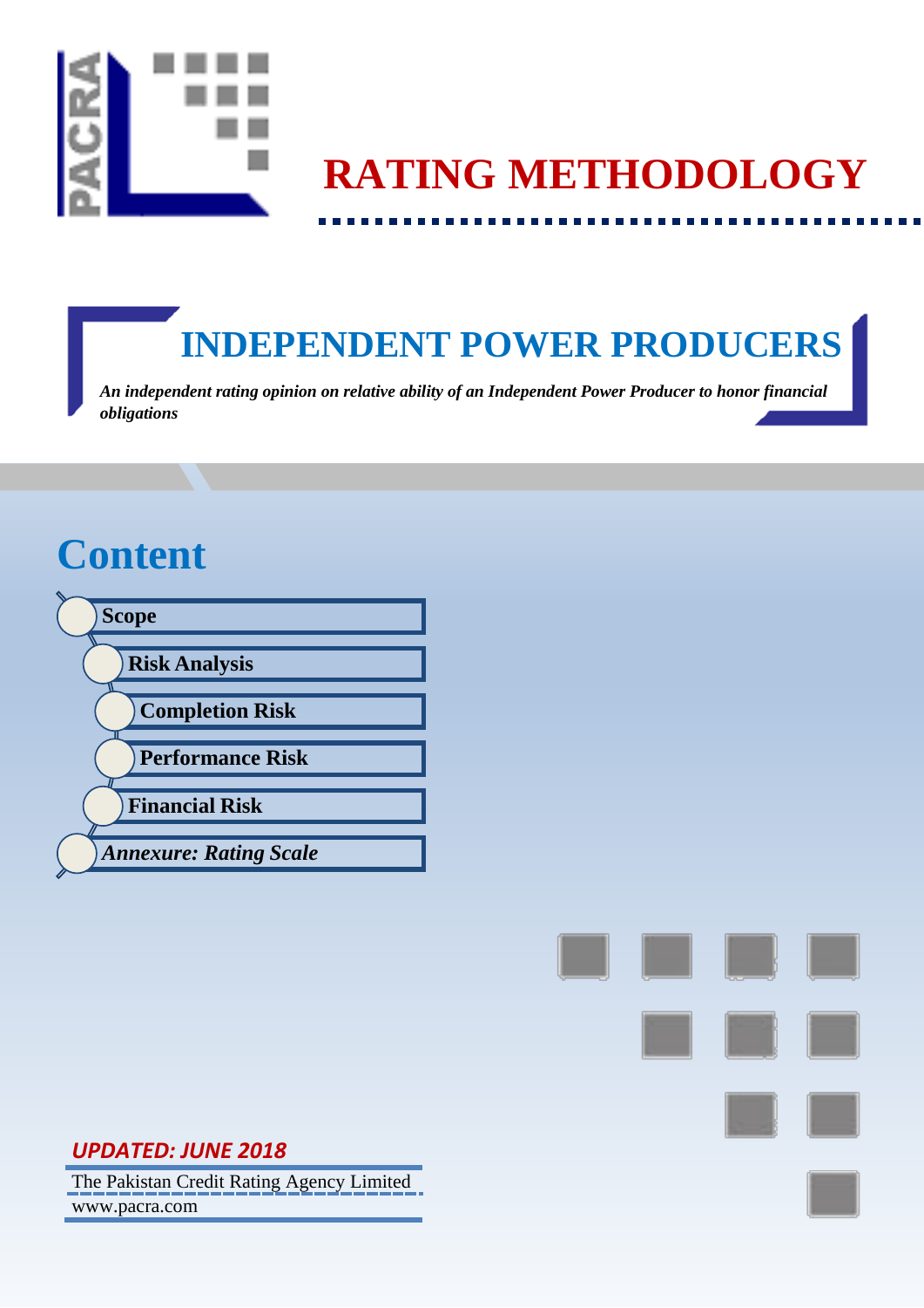PACRA

# RATING METHODOLOGY

## INDEPENDENT POWER PRODUCERS

*An independent rating opinion on relative ability of an Independent Power Producer to honor financial obligations*

## Content

- **Scope**
- **Risk Analysis**
- **Completion Risk**
- **Performance Risk**
- **Financial Risk**
- ***Annexure: Rating Scale***

***UPDATED: JUNE 2018***

The Pakistan Credit Rating Agency Limited
www.pacra.com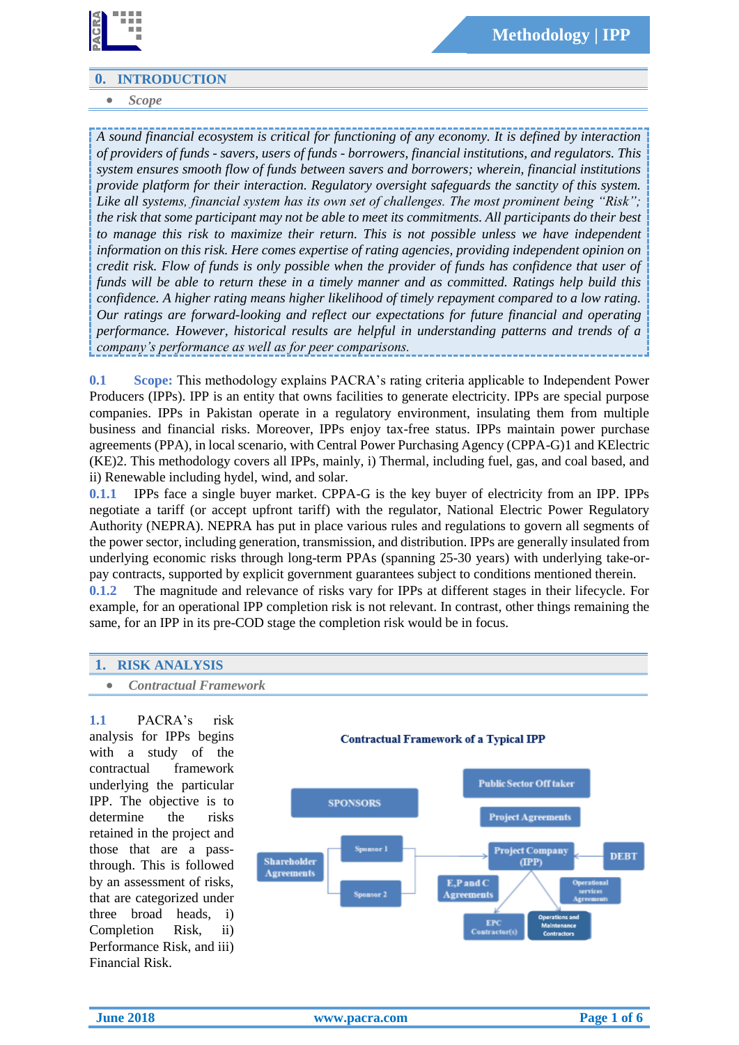## 0. INTRODUCTION

- *Scope*

*A sound financial ecosystem is critical for functioning of any economy. It is defined by interaction of providers of funds - savers, users of funds - borrowers, financial institutions, and regulators. This system ensures smooth flow of funds between savers and borrowers; wherein, financial institutions provide platform for their interaction. Regulatory oversight safeguards the sanctity of this system. Like all systems, financial system has its own set of challenges. The most prominent being "Risk"; the risk that some participant may not be able to meet its commitments. All participants do their best to manage this risk to maximize their return. This is not possible unless we have independent information on this risk. Here comes expertise of rating agencies, providing independent opinion on credit risk. Flow of funds is only possible when the provider of funds has confidence that user of funds will be able to return these in a timely manner and as committed. Ratings help build this confidence. A higher rating means higher likelihood of timely repayment compared to a low rating. Our ratings are forward-looking and reflect our expectations for future financial and operating performance. However, historical results are helpful in understanding patterns and trends of a company's performance as well as for peer comparisons.*

**0.1 Scope:** This methodology explains PACRA's rating criteria applicable to Independent Power Producers (IPPs). IPP is an entity that owns facilities to generate electricity. IPPs are special purpose companies. IPPs in Pakistan operate in a regulatory environment, insulating them from multiple business and financial risks. Moreover, IPPs enjoy tax-free status. IPPs maintain power purchase agreements (PPA), in local scenario, with Central Power Purchasing Agency (CPPA-G)1 and KElectric (KE)2. This methodology covers all IPPs, mainly, i) Thermal, including fuel, gas, and coal based, and ii) Renewable including hydel, wind, and solar.

**0.1.1** IPPs face a single buyer market. CPPA-G is the key buyer of electricity from an IPP. IPPs negotiate a tariff (or accept upfront tariff) with the regulator, National Electric Power Regulatory Authority (NEPRA). NEPRA has put in place various rules and regulations to govern all segments of the power sector, including generation, transmission, and distribution. IPPs are generally insulated from underlying economic risks through long-term PPAs (spanning 25-30 years) with underlying take-or-pay contracts, supported by explicit government guarantees subject to conditions mentioned therein.

**0.1.2** The magnitude and relevance of risks vary for IPPs at different stages in their lifecycle. For example, for an operational IPP completion risk is not relevant. In contrast, other things remaining the same, for an IPP in its pre-COD stage the completion risk would be in focus.

## 1. RISK ANALYSIS

- *Contractual Framework*

**1.1** PACRA's risk analysis for IPPs begins with a study of the contractual framework underlying the particular IPP. The objective is to determine the risks retained in the project and those that are a pass-through. This is followed by an assessment of risks, that are categorized under three broad heads, i) Completion Risk, ii) Performance Risk, and iii) Financial Risk.

**Contractual Framework of a Typical IPP**

- SPONSORS
  - Sponsor 1
  - Sponsor 2
- Shareholder Agreements
- Public Sector Off taker
- Project Agreements
- Project Company (IPP)
- DEBT
- E,P and C Agreements
- Operational services Agreements
- EPC Contractor(s)
- Operations and Maintenance Contractors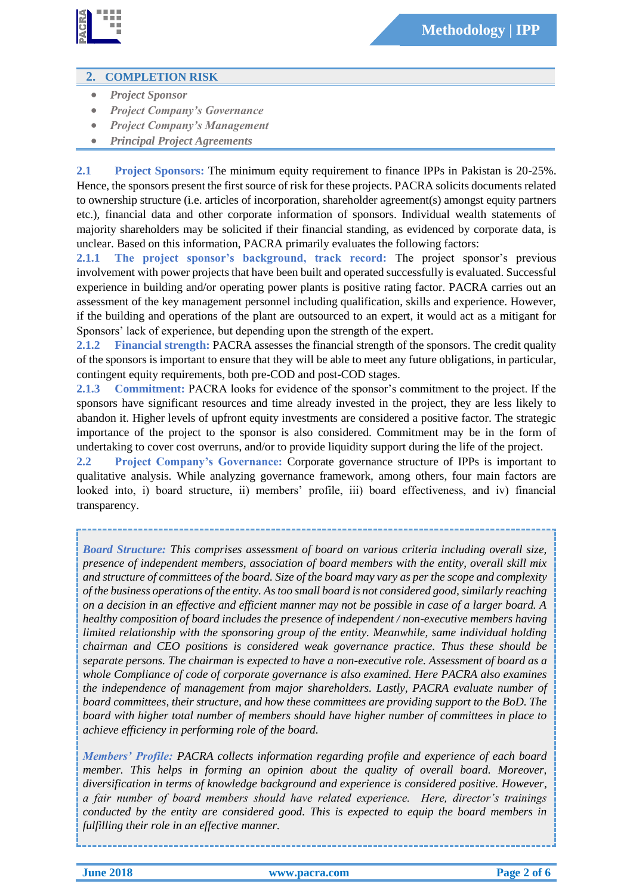## 2. COMPLETION RISK

- *Project Sponsor*
- *Project Company's Governance*
- *Project Company's Management*
- *Principal Project Agreements*

**2.1 Project Sponsors:** The minimum equity requirement to finance IPPs in Pakistan is 20-25%. Hence, the sponsors present the first source of risk for these projects. PACRA solicits documents related to ownership structure (i.e. articles of incorporation, shareholder agreement(s) amongst equity partners etc.), financial data and other corporate information of sponsors. Individual wealth statements of majority shareholders may be solicited if their financial standing, as evidenced by corporate data, is unclear. Based on this information, PACRA primarily evaluates the following factors:

**2.1.1 The project sponsor's background, track record:** The project sponsor's previous involvement with power projects that have been built and operated successfully is evaluated. Successful experience in building and/or operating power plants is positive rating factor. PACRA carries out an assessment of the key management personnel including qualification, skills and experience. However, if the building and operations of the plant are outsourced to an expert, it would act as a mitigant for Sponsors' lack of experience, but depending upon the strength of the expert.

**2.1.2 Financial strength:** PACRA assesses the financial strength of the sponsors. The credit quality of the sponsors is important to ensure that they will be able to meet any future obligations, in particular, contingent equity requirements, both pre-COD and post-COD stages.

**2.1.3 Commitment:** PACRA looks for evidence of the sponsor's commitment to the project. If the sponsors have significant resources and time already invested in the project, they are less likely to abandon it. Higher levels of upfront equity investments are considered a positive factor. The strategic importance of the project to the sponsor is also considered. Commitment may be in the form of undertaking to cover cost overruns, and/or to provide liquidity support during the life of the project.

**2.2 Project Company's Governance:** Corporate governance structure of IPPs is important to qualitative analysis. While analyzing governance framework, among others, four main factors are looked into, i) board structure, ii) members' profile, iii) board effectiveness, and iv) financial transparency.

***Board Structure:*** *This comprises assessment of board on various criteria including overall size, presence of independent members, association of board members with the entity, overall skill mix and structure of committees of the board. Size of the board may vary as per the scope and complexity of the business operations of the entity. As too small board is not considered good, similarly reaching on a decision in an effective and efficient manner may not be possible in case of a larger board. A healthy composition of board includes the presence of independent / non-executive members having limited relationship with the sponsoring group of the entity. Meanwhile, same individual holding chairman and CEO positions is considered weak governance practice. Thus these should be separate persons. The chairman is expected to have a non-executive role. Assessment of board as a whole Compliance of code of corporate governance is also examined. Here PACRA also examines the independence of management from major shareholders. Lastly, PACRA evaluate number of board committees, their structure, and how these committees are providing support to the BoD. The board with higher total number of members should have higher number of committees in place to achieve efficiency in performing role of the board.*

***Members' Profile:*** *PACRA collects information regarding profile and experience of each board member. This helps in forming an opinion about the quality of overall board. Moreover, diversification in terms of knowledge background and experience is considered positive. However, a fair number of board members should have related experience. Here, director's trainings conducted by the entity are considered good. This is expected to equip the board members in fulfilling their role in an effective manner.*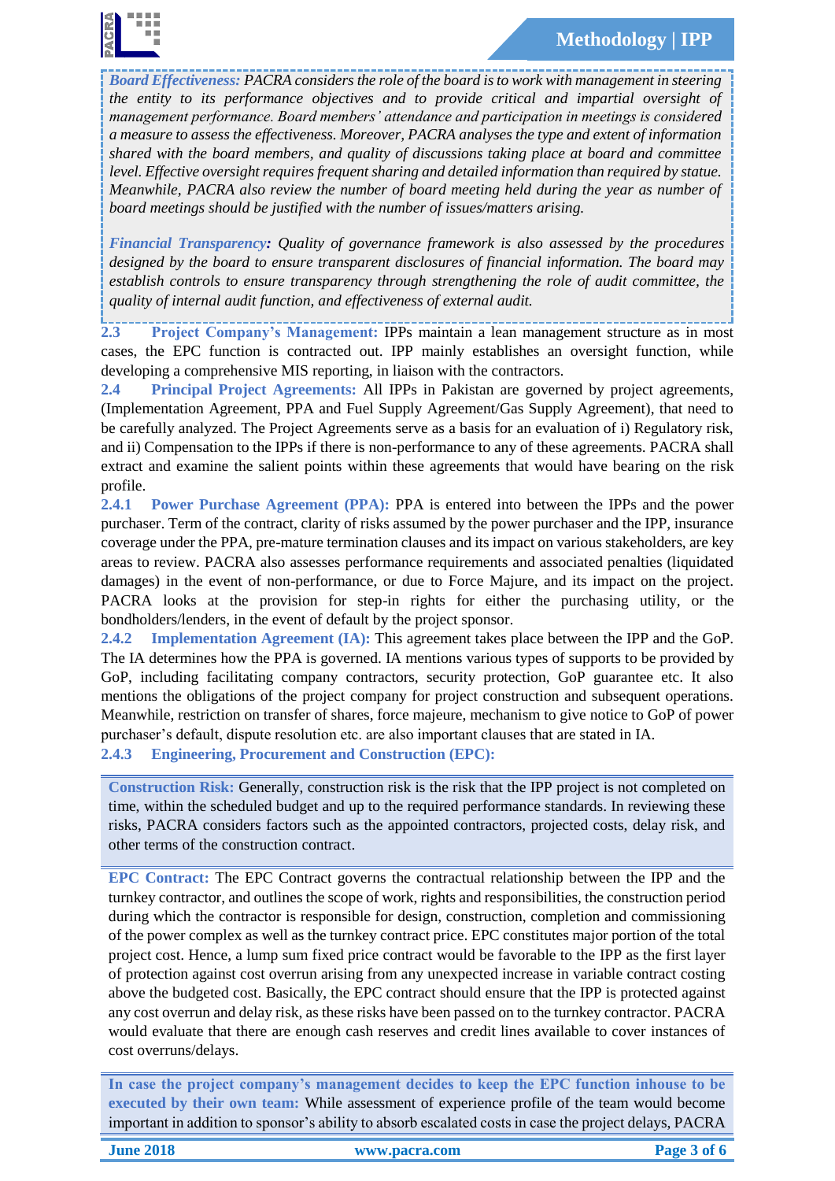***Board Effectiveness:*** *PACRA considers the role of the board is to work with management in steering the entity to its performance objectives and to provide critical and impartial oversight of management performance. Board members' attendance and participation in meetings is considered a measure to assess the effectiveness. Moreover, PACRA analyses the type and extent of information shared with the board members, and quality of discussions taking place at board and committee level. Effective oversight requires frequent sharing and detailed information than required by statue. Meanwhile, PACRA also review the number of board meeting held during the year as number of board meetings should be justified with the number of issues/matters arising.*

***Financial Transparency:*** *Quality of governance framework is also assessed by the procedures designed by the board to ensure transparent disclosures of financial information. The board may establish controls to ensure transparency through strengthening the role of audit committee, the quality of internal audit function, and effectiveness of external audit.*

**2.3 Project Company's Management:** IPPs maintain a lean management structure as in most cases, the EPC function is contracted out. IPP mainly establishes an oversight function, while developing a comprehensive MIS reporting, in liaison with the contractors.

**2.4 Principal Project Agreements:** All IPPs in Pakistan are governed by project agreements, (Implementation Agreement, PPA and Fuel Supply Agreement/Gas Supply Agreement), that need to be carefully analyzed. The Project Agreements serve as a basis for an evaluation of i) Regulatory risk, and ii) Compensation to the IPPs if there is non-performance to any of these agreements. PACRA shall extract and examine the salient points within these agreements that would have bearing on the risk profile.

**2.4.1 Power Purchase Agreement (PPA):** PPA is entered into between the IPPs and the power purchaser. Term of the contract, clarity of risks assumed by the power purchaser and the IPP, insurance coverage under the PPA, pre-mature termination clauses and its impact on various stakeholders, are key areas to review. PACRA also assesses performance requirements and associated penalties (liquidated damages) in the event of non-performance, or due to Force Majure, and its impact on the project. PACRA looks at the provision for step-in rights for either the purchasing utility, or the bondholders/lenders, in the event of default by the project sponsor.

**2.4.2 Implementation Agreement (IA):** This agreement takes place between the IPP and the GoP. The IA determines how the PPA is governed. IA mentions various types of supports to be provided by GoP, including facilitating company contractors, security protection, GoP guarantee etc. It also mentions the obligations of the project company for project construction and subsequent operations. Meanwhile, restriction on transfer of shares, force majeure, mechanism to give notice to GoP of power purchaser's default, dispute resolution etc. are also important clauses that are stated in IA.

**2.4.3 Engineering, Procurement and Construction (EPC):**

**Construction Risk:** Generally, construction risk is the risk that the IPP project is not completed on time, within the scheduled budget and up to the required performance standards. In reviewing these risks, PACRA considers factors such as the appointed contractors, projected costs, delay risk, and other terms of the construction contract.

**EPC Contract:** The EPC Contract governs the contractual relationship between the IPP and the turnkey contractor, and outlines the scope of work, rights and responsibilities, the construction period during which the contractor is responsible for design, construction, completion and commissioning of the power complex as well as the turnkey contract price. EPC constitutes major portion of the total project cost. Hence, a lump sum fixed price contract would be favorable to the IPP as the first layer of protection against cost overrun arising from any unexpected increase in variable contract costing above the budgeted cost. Basically, the EPC contract should ensure that the IPP is protected against any cost overrun and delay risk, as these risks have been passed on to the turnkey contractor. PACRA would evaluate that there are enough cash reserves and credit lines available to cover instances of cost overruns/delays.

**In case the project company's management decides to keep the EPC function inhouse to be executed by their own team:** While assessment of experience profile of the team would become important in addition to sponsor's ability to absorb escalated costs in case the project delays, PACRA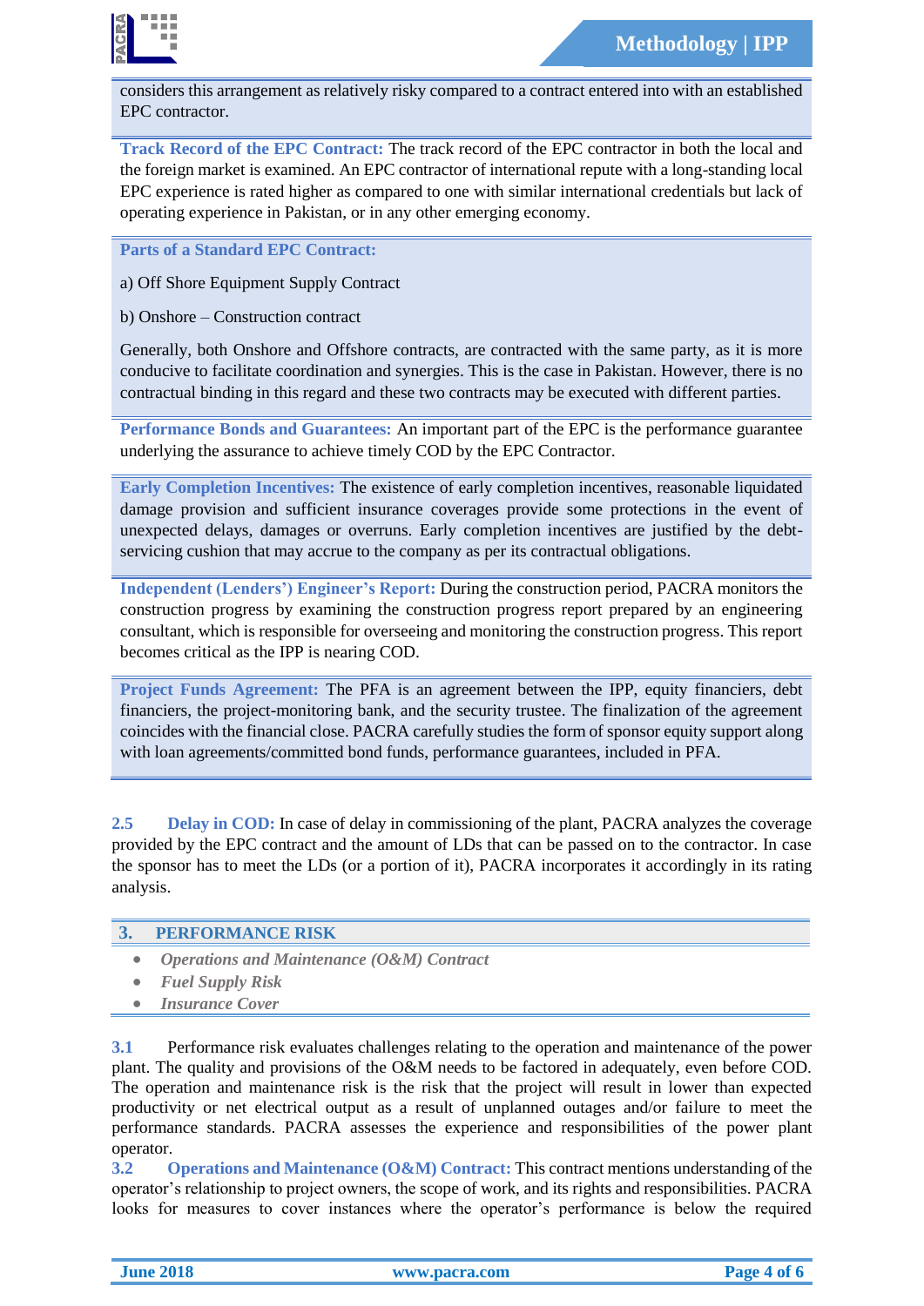considers this arrangement as relatively risky compared to a contract entered into with an established EPC contractor.

**Track Record of the EPC Contract:** The track record of the EPC contractor in both the local and the foreign market is examined. An EPC contractor of international repute with a long-standing local EPC experience is rated higher as compared to one with similar international credentials but lack of operating experience in Pakistan, or in any other emerging economy.

**Parts of a Standard EPC Contract:**

a) Off Shore Equipment Supply Contract

b) Onshore – Construction contract

Generally, both Onshore and Offshore contracts, are contracted with the same party, as it is more conducive to facilitate coordination and synergies. This is the case in Pakistan. However, there is no contractual binding in this regard and these two contracts may be executed with different parties.

**Performance Bonds and Guarantees:** An important part of the EPC is the performance guarantee underlying the assurance to achieve timely COD by the EPC Contractor.

**Early Completion Incentives:** The existence of early completion incentives, reasonable liquidated damage provision and sufficient insurance coverages provide some protections in the event of unexpected delays, damages or overruns. Early completion incentives are justified by the debt-servicing cushion that may accrue to the company as per its contractual obligations.

**Independent (Lenders') Engineer's Report:** During the construction period, PACRA monitors the construction progress by examining the construction progress report prepared by an engineering consultant, which is responsible for overseeing and monitoring the construction progress. This report becomes critical as the IPP is nearing COD.

**Project Funds Agreement:** The PFA is an agreement between the IPP, equity financiers, debt financiers, the project-monitoring bank, and the security trustee. The finalization of the agreement coincides with the financial close. PACRA carefully studies the form of sponsor equity support along with loan agreements/committed bond funds, performance guarantees, included in PFA.

**2.5 Delay in COD:** In case of delay in commissioning of the plant, PACRA analyzes the coverage provided by the EPC contract and the amount of LDs that can be passed on to the contractor. In case the sponsor has to meet the LDs (or a portion of it), PACRA incorporates it accordingly in its rating analysis.

## 3. PERFORMANCE RISK

- *Operations and Maintenance (O&M) Contract*
- *Fuel Supply Risk*
- *Insurance Cover*

**3.1** Performance risk evaluates challenges relating to the operation and maintenance of the power plant. The quality and provisions of the O&M needs to be factored in adequately, even before COD. The operation and maintenance risk is the risk that the project will result in lower than expected productivity or net electrical output as a result of unplanned outages and/or failure to meet the performance standards. PACRA assesses the experience and responsibilities of the power plant operator.

**3.2 Operations and Maintenance (O&M) Contract:** This contract mentions understanding of the operator's relationship to project owners, the scope of work, and its rights and responsibilities. PACRA looks for measures to cover instances where the operator's performance is below the required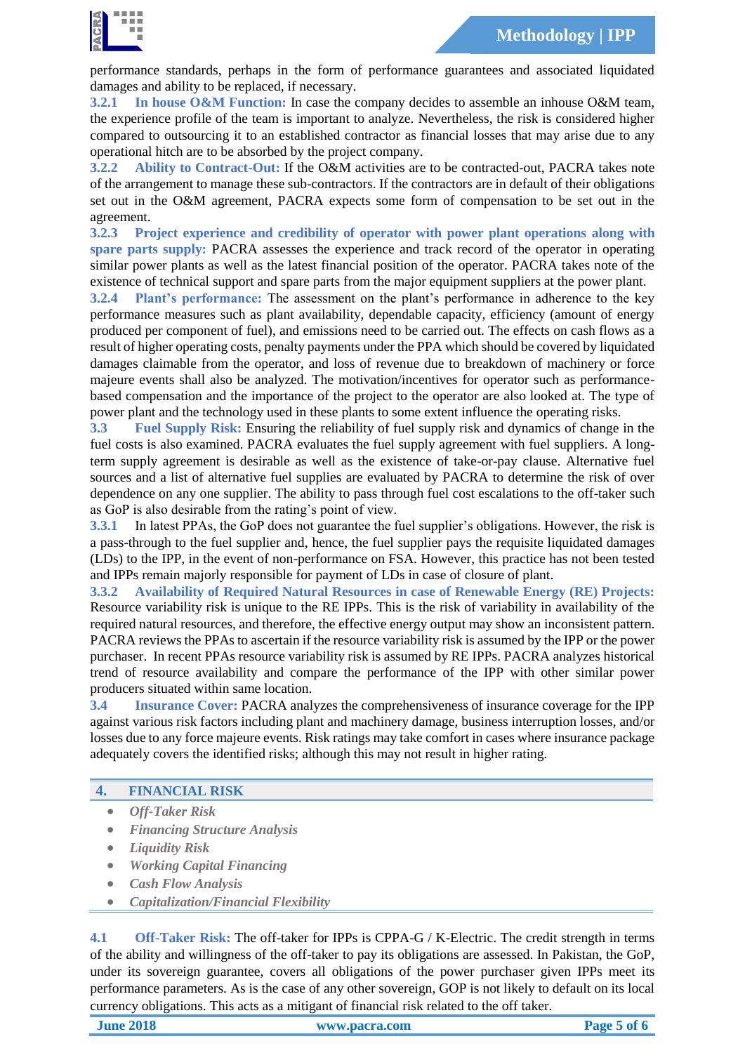performance standards, perhaps in the form of performance guarantees and associated liquidated damages and ability to be replaced, if necessary.

**3.2.1 In house O&M Function:** In case the company decides to assemble an inhouse O&M team, the experience profile of the team is important to analyze. Nevertheless, the risk is considered higher compared to outsourcing it to an established contractor as financial losses that may arise due to any operational hitch are to be absorbed by the project company.

**3.2.2 Ability to Contract-Out:** If the O&M activities are to be contracted-out, PACRA takes note of the arrangement to manage these sub-contractors. If the contractors are in default of their obligations set out in the O&M agreement, PACRA expects some form of compensation to be set out in the agreement.

**3.2.3 Project experience and credibility of operator with power plant operations along with spare parts supply:** PACRA assesses the experience and track record of the operator in operating similar power plants as well as the latest financial position of the operator. PACRA takes note of the existence of technical support and spare parts from the major equipment suppliers at the power plant.

**3.2.4 Plant's performance:** The assessment on the plant's performance in adherence to the key performance measures such as plant availability, dependable capacity, efficiency (amount of energy produced per component of fuel), and emissions need to be carried out. The effects on cash flows as a result of higher operating costs, penalty payments under the PPA which should be covered by liquidated damages claimable from the operator, and loss of revenue due to breakdown of machinery or force majeure events shall also be analyzed. The motivation/incentives for operator such as performance-based compensation and the importance of the project to the operator are also looked at. The type of power plant and the technology used in these plants to some extent influence the operating risks.

**3.3 Fuel Supply Risk:** Ensuring the reliability of fuel supply risk and dynamics of change in the fuel costs is also examined. PACRA evaluates the fuel supply agreement with fuel suppliers. A long-term supply agreement is desirable as well as the existence of take-or-pay clause. Alternative fuel sources and a list of alternative fuel supplies are evaluated by PACRA to determine the risk of over dependence on any one supplier. The ability to pass through fuel cost escalations to the off-taker such as GoP is also desirable from the rating's point of view.

**3.3.1** In latest PPAs, the GoP does not guarantee the fuel supplier's obligations. However, the risk is a pass-through to the fuel supplier and, hence, the fuel supplier pays the requisite liquidated damages (LDs) to the IPP, in the event of non-performance on FSA. However, this practice has not been tested and IPPs remain majorly responsible for payment of LDs in case of closure of plant.

**3.3.2 Availability of Required Natural Resources in case of Renewable Energy (RE) Projects:** Resource variability risk is unique to the RE IPPs. This is the risk of variability in availability of the required natural resources, and therefore, the effective energy output may show an inconsistent pattern. PACRA reviews the PPAs to ascertain if the resource variability risk is assumed by the IPP or the power purchaser. In recent PPAs resource variability risk is assumed by RE IPPs. PACRA analyzes historical trend of resource availability and compare the performance of the IPP with other similar power producers situated within same location.

**3.4 Insurance Cover:** PACRA analyzes the comprehensiveness of insurance coverage for the IPP against various risk factors including plant and machinery damage, business interruption losses, and/or losses due to any force majeure events. Risk ratings may take comfort in cases where insurance package adequately covers the identified risks; although this may not result in higher rating.

## 4. FINANCIAL RISK

- *Off-Taker Risk*
- *Financing Structure Analysis*
- *Liquidity Risk*
- *Working Capital Financing*
- *Cash Flow Analysis*
- *Capitalization/Financial Flexibility*

**4.1 Off-Taker Risk:** The off-taker for IPPs is CPPA-G / K-Electric. The credit strength in terms of the ability and willingness of the off-taker to pay its obligations are assessed. In Pakistan, the GoP, under its sovereign guarantee, covers all obligations of the power purchaser given IPPs meet its performance parameters. As is the case of any other sovereign, GOP is not likely to default on its local currency obligations. This acts as a mitigant of financial risk related to the off taker.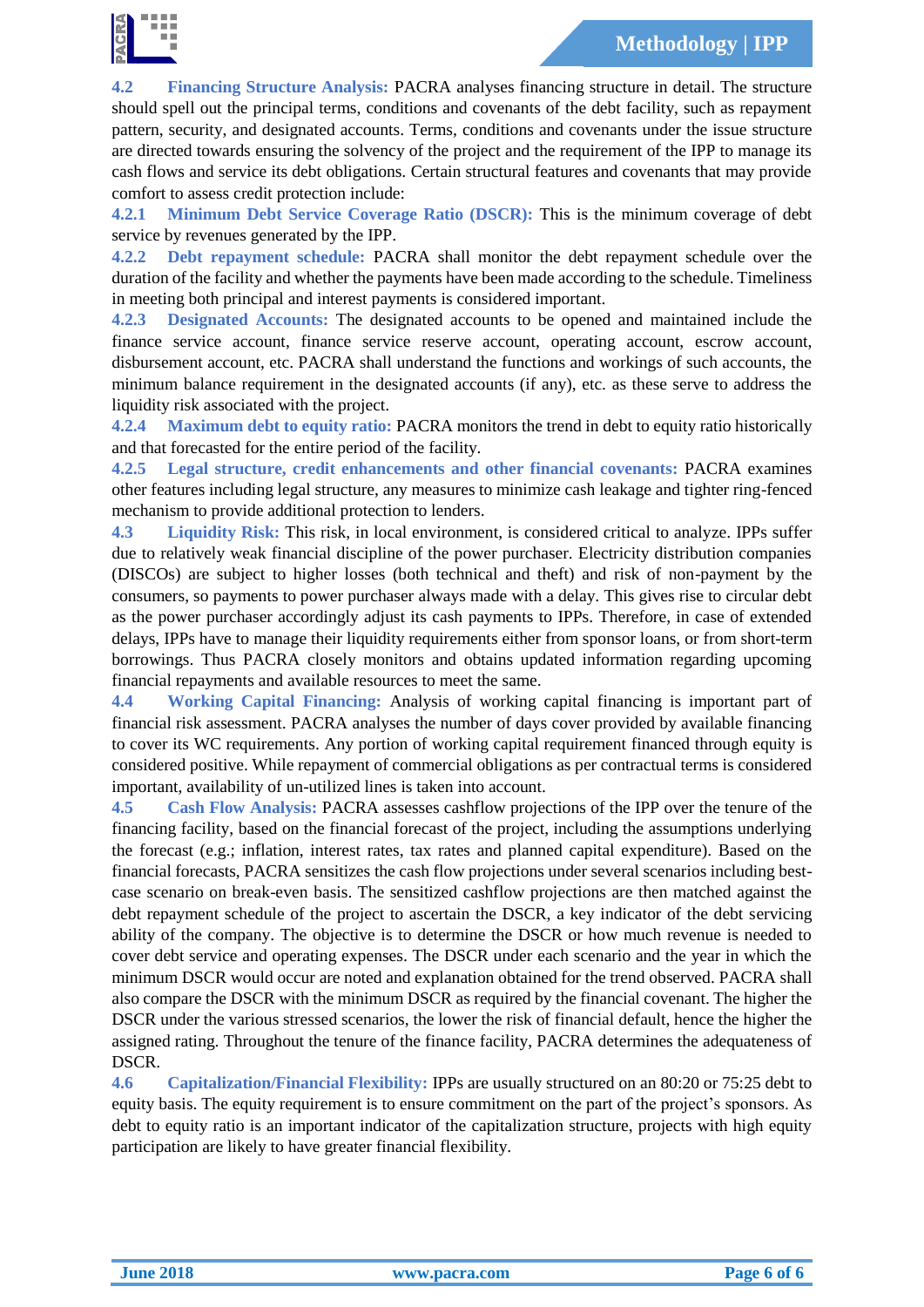**4.2 Financing Structure Analysis:** PACRA analyses financing structure in detail. The structure should spell out the principal terms, conditions and covenants of the debt facility, such as repayment pattern, security, and designated accounts. Terms, conditions and covenants under the issue structure are directed towards ensuring the solvency of the project and the requirement of the IPP to manage its cash flows and service its debt obligations. Certain structural features and covenants that may provide comfort to assess credit protection include:

**4.2.1 Minimum Debt Service Coverage Ratio (DSCR):** This is the minimum coverage of debt service by revenues generated by the IPP.

**4.2.2 Debt repayment schedule:** PACRA shall monitor the debt repayment schedule over the duration of the facility and whether the payments have been made according to the schedule. Timeliness in meeting both principal and interest payments is considered important.

**4.2.3 Designated Accounts:** The designated accounts to be opened and maintained include the finance service account, finance service reserve account, operating account, escrow account, disbursement account, etc. PACRA shall understand the functions and workings of such accounts, the minimum balance requirement in the designated accounts (if any), etc. as these serve to address the liquidity risk associated with the project.

**4.2.4 Maximum debt to equity ratio:** PACRA monitors the trend in debt to equity ratio historically and that forecasted for the entire period of the facility.

**4.2.5 Legal structure, credit enhancements and other financial covenants:** PACRA examines other features including legal structure, any measures to minimize cash leakage and tighter ring-fenced mechanism to provide additional protection to lenders.

**4.3 Liquidity Risk:** This risk, in local environment, is considered critical to analyze. IPPs suffer due to relatively weak financial discipline of the power purchaser. Electricity distribution companies (DISCOs) are subject to higher losses (both technical and theft) and risk of non-payment by the consumers, so payments to power purchaser always made with a delay. This gives rise to circular debt as the power purchaser accordingly adjust its cash payments to IPPs. Therefore, in case of extended delays, IPPs have to manage their liquidity requirements either from sponsor loans, or from short-term borrowings. Thus PACRA closely monitors and obtains updated information regarding upcoming financial repayments and available resources to meet the same.

**4.4 Working Capital Financing:** Analysis of working capital financing is important part of financial risk assessment. PACRA analyses the number of days cover provided by available financing to cover its WC requirements. Any portion of working capital requirement financed through equity is considered positive. While repayment of commercial obligations as per contractual terms is considered important, availability of un-utilized lines is taken into account.

**4.5 Cash Flow Analysis:** PACRA assesses cashflow projections of the IPP over the tenure of the financing facility, based on the financial forecast of the project, including the assumptions underlying the forecast (e.g.; inflation, interest rates, tax rates and planned capital expenditure). Based on the financial forecasts, PACRA sensitizes the cash flow projections under several scenarios including best-case scenario on break-even basis. The sensitized cashflow projections are then matched against the debt repayment schedule of the project to ascertain the DSCR, a key indicator of the debt servicing ability of the company. The objective is to determine the DSCR or how much revenue is needed to cover debt service and operating expenses. The DSCR under each scenario and the year in which the minimum DSCR would occur are noted and explanation obtained for the trend observed. PACRA shall also compare the DSCR with the minimum DSCR as required by the financial covenant. The higher the DSCR under the various stressed scenarios, the lower the risk of financial default, hence the higher the assigned rating. Throughout the tenure of the finance facility, PACRA determines the adequateness of DSCR.

**4.6 Capitalization/Financial Flexibility:** IPPs are usually structured on an 80:20 or 75:25 debt to equity basis. The equity requirement is to ensure commitment on the part of the project's sponsors. As debt to equity ratio is an important indicator of the capitalization structure, projects with high equity participation are likely to have greater financial flexibility.